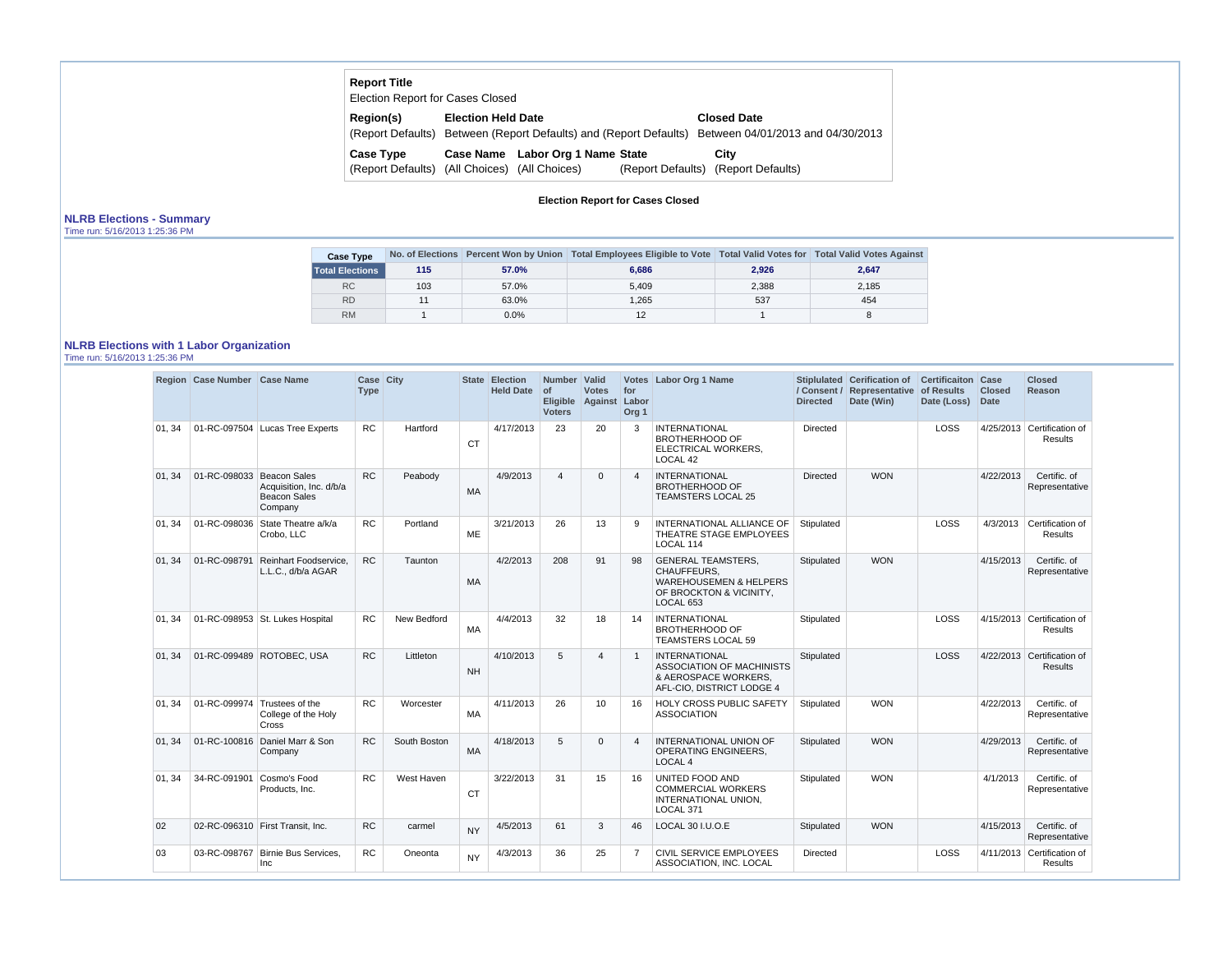**Report Title**
Election Report for Cases Closed

| Region(s) | Election Held Date | Closed Date |
|---|---|---|
| (Report Defaults) | Between (Report Defaults) and (Report Defaults) | Between 04/01/2013 and 04/30/2013 |

| Case Type | Case Name | Labor Org 1 Name | State | City |
|---|---|---|---|---|
| (Report Defaults) | (All Choices) | (All Choices) | (Report Defaults) | (Report Defaults) |

**Election Report for Cases Closed**

## NLRB Elections - Summary

Time run: 5/16/2013 1:25:36 PM

| Case Type | No. of Elections | Percent Won by Union | Total Employees Eligible to Vote | Total Valid Votes for | Total Valid Votes Against |
|---|---|---|---|---|---|
| **Total Elections** | **115** | **57.0%** | **6,686** | **2,926** | **2,647** |
| RC | 103 | 57.0% | 5,409 | 2,388 | 2,185 |
| RD | 11 | 63.0% | 1,265 | 537 | 454 |
| RM | 1 | 0.0% | 12 | 1 | 8 |

## NLRB Elections with 1 Labor Organization

Time run: 5/16/2013 1:25:36 PM

| Region | Case Number | Case Name | Case Type | City | State | Election Held Date | Number of Eligible Voters | Valid Votes Against | Votes for Labor Org 1 | Labor Org 1 Name | Stipulated / Consent / Directed | Cerification of Representative Date (Win) | Certificaiton of Results Date (Loss) | Case Closed Date | Closed Reason |
|---|---|---|---|---|---|---|---|---|---|---|---|---|---|---|---|
| 01, 34 | 01-RC-097504 | Lucas Tree Experts | RC | Hartford | CT | 4/17/2013 | 23 | 20 | 3 | INTERNATIONAL BROTHERHOOD OF ELECTRICAL WORKERS, LOCAL 42 | Directed | | LOSS | 4/25/2013 | Certification of Results |
| 01, 34 | 01-RC-098033 | Beacon Sales Acquisition, Inc. d/b/a Beacon Sales Company | RC | Peabody | MA | 4/9/2013 | 4 | 0 | 4 | INTERNATIONAL BROTHERHOOD OF TEAMSTERS LOCAL 25 | Directed | WON | | 4/22/2013 | Certific. of Representative |
| 01, 34 | 01-RC-098036 | State Theatre a/k/a Crobo, LLC | RC | Portland | ME | 3/21/2013 | 26 | 13 | 9 | INTERNATIONAL ALLIANCE OF THEATRE STAGE EMPLOYEES LOCAL 114 | Stipulated | | LOSS | 4/3/2013 | Certification of Results |
| 01, 34 | 01-RC-098791 | Reinhart Foodservice, L.L.C., d/b/a AGAR | RC | Taunton | MA | 4/2/2013 | 208 | 91 | 98 | GENERAL TEAMSTERS, CHAUFFEURS, WAREHOUSEMEN & HELPERS OF BROCKTON & VICINITY, LOCAL 653 | Stipulated | WON | | 4/15/2013 | Certific. of Representative |
| 01, 34 | 01-RC-098953 | St. Lukes Hospital | RC | New Bedford | MA | 4/4/2013 | 32 | 18 | 14 | INTERNATIONAL BROTHERHOOD OF TEAMSTERS LOCAL 59 | Stipulated | | LOSS | 4/15/2013 | Certification of Results |
| 01, 34 | 01-RC-099489 | ROTOBEC, USA | RC | Littleton | NH | 4/10/2013 | 5 | 4 | 1 | INTERNATIONAL ASSOCIATION OF MACHINISTS & AEROSPACE WORKERS, AFL-CIO, DISTRICT LODGE 4 | Stipulated | | LOSS | 4/22/2013 | Certification of Results |
| 01, 34 | 01-RC-099974 | Trustees of the College of the Holy Cross | RC | Worcester | MA | 4/11/2013 | 26 | 10 | 16 | HOLY CROSS PUBLIC SAFETY ASSOCIATION | Stipulated | WON | | 4/22/2013 | Certific. of Representative |
| 01, 34 | 01-RC-100816 | Daniel Marr & Son Company | RC | South Boston | MA | 4/18/2013 | 5 | 0 | 4 | INTERNATIONAL UNION OF OPERATING ENGINEERS, LOCAL 4 | Stipulated | WON | | 4/29/2013 | Certific. of Representative |
| 01, 34 | 34-RC-091901 | Cosmo's Food Products, Inc. | RC | West Haven | CT | 3/22/2013 | 31 | 15 | 16 | UNITED FOOD AND COMMERCIAL WORKERS INTERNATIONAL UNION, LOCAL 371 | Stipulated | WON | | 4/1/2013 | Certific. of Representative |
| 02 | 02-RC-096310 | First Transit, Inc. | RC | carmel | NY | 4/5/2013 | 61 | 3 | 46 | LOCAL 30 I.U.O.E | Stipulated | WON | | 4/15/2013 | Certific. of Representative |
| 03 | 03-RC-098767 | Birnie Bus Services, Inc | RC | Oneonta | NY | 4/3/2013 | 36 | 25 | 7 | CIVIL SERVICE EMPLOYEES ASSOCIATION, INC. LOCAL | Directed | | LOSS | 4/11/2013 | Certification of Results |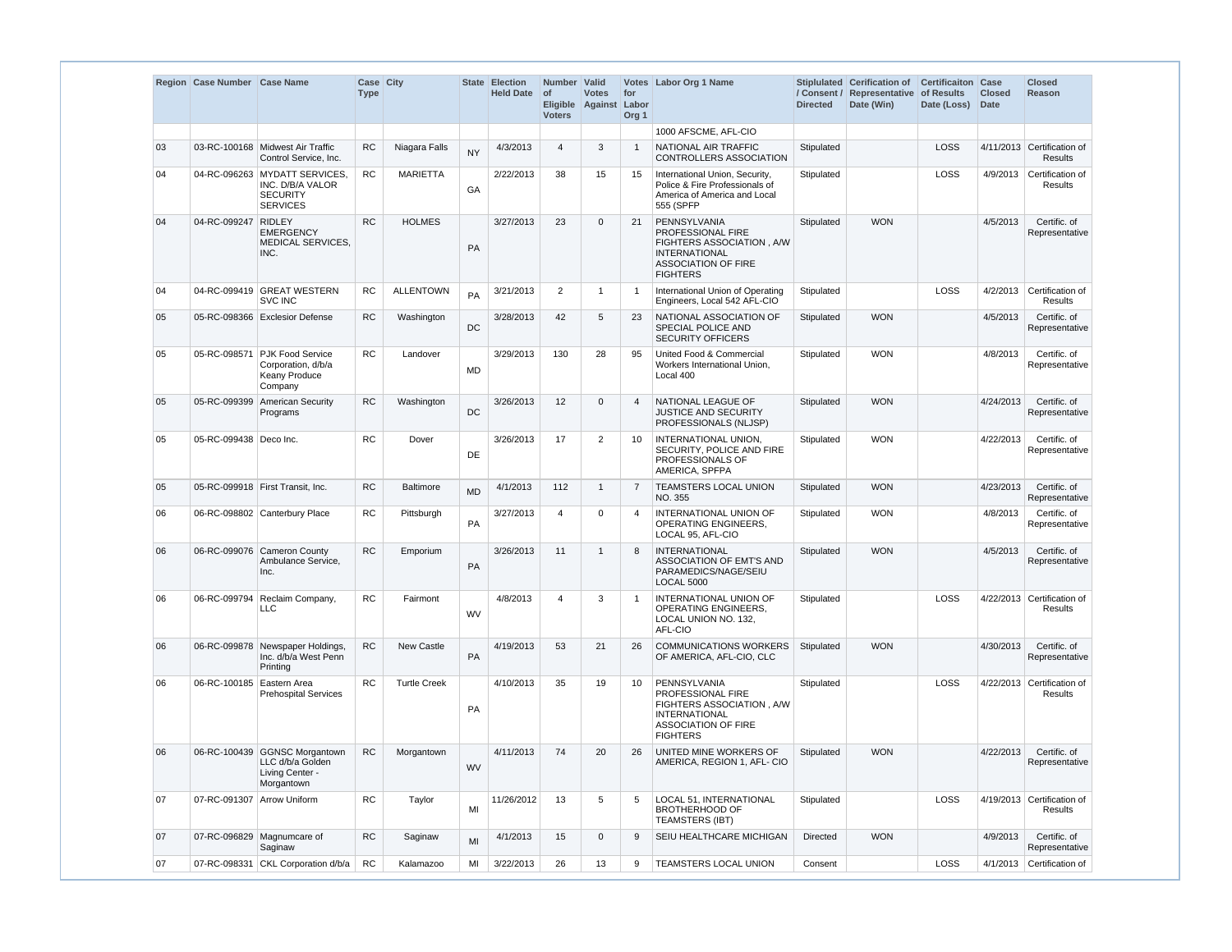| Region | Case Number | Case Name | Case Type | City | State | Election Held Date | Number of Eligible Voters | Valid Votes Against | Votes for Labor Org 1 | Labor Org 1 Name | Stiplulated / Consent / Directed | Cerification of Representative Date (Win) | Certificaiton of Results Date (Loss) | Case Closed Date | Closed Reason |
|---|---|---|---|---|---|---|---|---|---|---|---|---|---|---|---|
| | | | | | | | | | | 1000 AFSCME, AFL-CIO | | | | | |
| 03 | 03-RC-100168 | Midwest Air Traffic Control Service, Inc. | RC | Niagara Falls | NY | 4/3/2013 | 4 | 3 | 1 | NATIONAL AIR TRAFFIC CONTROLLERS ASSOCIATION | Stipulated | | LOSS | 4/11/2013 | Certification of Results |
| 04 | 04-RC-096263 | MYDATT SERVICES, INC. D/B/A VALOR SECURITY SERVICES | RC | MARIETTA | GA | 2/22/2013 | 38 | 15 | 15 | International Union, Security, Police & Fire Professionals of America of America and Local 555 (SPFP | Stipulated | | LOSS | 4/9/2013 | Certification of Results |
| 04 | 04-RC-099247 | RIDLEY EMERGENCY MEDICAL SERVICES, INC. | RC | HOLMES | PA | 3/27/2013 | 23 | 0 | 21 | PENNSYLVANIA PROFESSIONAL FIRE FIGHTERS ASSOCIATION , A/W INTERNATIONAL ASSOCIATION OF FIRE FIGHTERS | Stipulated | WON | | 4/5/2013 | Certific. of Representative |
| 04 | 04-RC-099419 | GREAT WESTERN SVC INC | RC | ALLENTOWN | PA | 3/21/2013 | 2 | 1 | 1 | International Union of Operating Engineers, Local 542 AFL-CIO | Stipulated | | LOSS | 4/2/2013 | Certification of Results |
| 05 | 05-RC-098366 | Exclesior Defense | RC | Washington | DC | 3/28/2013 | 42 | 5 | 23 | NATIONAL ASSOCIATION OF SPECIAL POLICE AND SECURITY OFFICERS | Stipulated | WON | | 4/5/2013 | Certific. of Representative |
| 05 | 05-RC-098571 | PJK Food Service Corporation, d/b/a Keany Produce Company | RC | Landover | MD | 3/29/2013 | 130 | 28 | 95 | United Food & Commercial Workers International Union, Local 400 | Stipulated | WON | | 4/8/2013 | Certific. of Representative |
| 05 | 05-RC-099399 | American Security Programs | RC | Washington | DC | 3/26/2013 | 12 | 0 | 4 | NATIONAL LEAGUE OF JUSTICE AND SECURITY PROFESSIONALS (NLJSP) | Stipulated | WON | | 4/24/2013 | Certific. of Representative |
| 05 | 05-RC-099438 | Deco Inc. | RC | Dover | DE | 3/26/2013 | 17 | 2 | 10 | INTERNATIONAL UNION, SECURITY, POLICE AND FIRE PROFESSIONALS OF AMERICA, SPFPA | Stipulated | WON | | 4/22/2013 | Certific. of Representative |
| 05 | 05-RC-099918 | First Transit, Inc. | RC | Baltimore | MD | 4/1/2013 | 112 | 1 | 7 | TEAMSTERS LOCAL UNION NO. 355 | Stipulated | WON | | 4/23/2013 | Certific. of Representative |
| 06 | 06-RC-098802 | Canterbury Place | RC | Pittsburgh | PA | 3/27/2013 | 4 | 0 | 4 | INTERNATIONAL UNION OF OPERATING ENGINEERS, LOCAL 95, AFL-CIO | Stipulated | WON | | 4/8/2013 | Certific. of Representative |
| 06 | 06-RC-099076 | Cameron County Ambulance Service, Inc. | RC | Emporium | PA | 3/26/2013 | 11 | 1 | 8 | INTERNATIONAL ASSOCIATION OF EMT'S AND PARAMEDICS/NAGE/SEIU LOCAL 5000 | Stipulated | WON | | 4/5/2013 | Certific. of Representative |
| 06 | 06-RC-099794 | Reclaim Company, LLC | RC | Fairmont | WV | 4/8/2013 | 4 | 3 | 1 | INTERNATIONAL UNION OF OPERATING ENGINEERS, LOCAL UNION NO. 132, AFL-CIO | Stipulated | | LOSS | 4/22/2013 | Certification of Results |
| 06 | 06-RC-099878 | Newspaper Holdings, Inc. d/b/a West Penn Printing | RC | New Castle | PA | 4/19/2013 | 53 | 21 | 26 | COMMUNICATIONS WORKERS OF AMERICA, AFL-CIO, CLC | Stipulated | WON | | 4/30/2013 | Certific. of Representative |
| 06 | 06-RC-100185 | Eastern Area Prehospital Services | RC | Turtle Creek | PA | 4/10/2013 | 35 | 19 | 10 | PENNSYLVANIA PROFESSIONAL FIRE FIGHTERS ASSOCIATION , A/W INTERNATIONAL ASSOCIATION OF FIRE FIGHTERS | Stipulated | | LOSS | 4/22/2013 | Certification of Results |
| 06 | 06-RC-100439 | GGNSC Morgantown LLC d/b/a Golden Living Center - Morgantown | RC | Morgantown | WV | 4/11/2013 | 74 | 20 | 26 | UNITED MINE WORKERS OF AMERICA, REGION 1, AFL- CIO | Stipulated | WON | | 4/22/2013 | Certific. of Representative |
| 07 | 07-RC-091307 | Arrow Uniform | RC | Taylor | MI | 11/26/2012 | 13 | 5 | 5 | LOCAL 51, INTERNATIONAL BROTHERHOOD OF TEAMSTERS (IBT) | Stipulated | | LOSS | 4/19/2013 | Certification of Results |
| 07 | 07-RC-096829 | Magnumcare of Saginaw | RC | Saginaw | MI | 4/1/2013 | 15 | 0 | 9 | SEIU HEALTHCARE MICHIGAN | Directed | WON | | 4/9/2013 | Certific. of Representative |
| 07 | 07-RC-098331 | CKL Corporation d/b/a | RC | Kalamazoo | MI | 3/22/2013 | 26 | 13 | 9 | TEAMSTERS LOCAL UNION | Consent | | LOSS | 4/1/2013 | Certification of |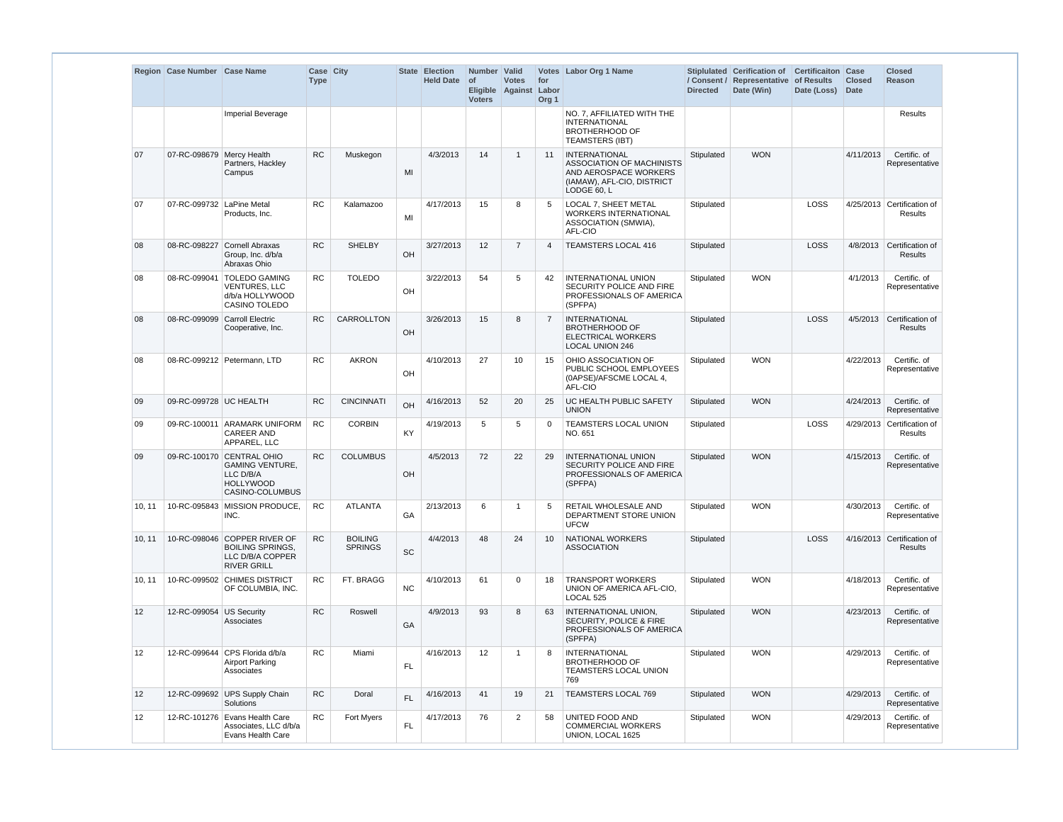| Region | Case Number | Case Name | Case Type | City | State | Election Held Date | Number of Eligible Voters | Valid Votes Against | Votes for Labor Org 1 | Labor Org 1 Name | Stiplulated / Consent / Directed | Cerification of Representative Date (Win) | Certificaiton of Results Date (Loss) | Case Closed Date | Closed Reason |
|---|---|---|---|---|---|---|---|---|---|---|---|---|---|---|---|
| | | Imperial Beverage | | | | | | | | NO. 7, AFFILIATED WITH THE INTERNATIONAL BROTHERHOOD OF TEAMSTERS (IBT) | | | | | Results |
| 07 | 07-RC-098679 | Mercy Health Partners, Hackley Campus | RC | Muskegon | MI | 4/3/2013 | 14 | 1 | 11 | INTERNATIONAL ASSOCIATION OF MACHINISTS AND AEROSPACE WORKERS (IAMAW), AFL-CIO, DISTRICT LODGE 60, L | Stipulated | WON | | 4/11/2013 | Certific. of Representative |
| 07 | 07-RC-099732 | LaPine Metal Products, Inc. | RC | Kalamazoo | MI | 4/17/2013 | 15 | 8 | 5 | LOCAL 7, SHEET METAL WORKERS INTERNATIONAL ASSOCIATION (SMWIA), AFL-CIO | Stipulated | | LOSS | 4/25/2013 | Certification of Results |
| 08 | 08-RC-098227 | Cornell Abraxas Group, Inc. d/b/a Abraxas Ohio | RC | SHELBY | OH | 3/27/2013 | 12 | 7 | 4 | TEAMSTERS LOCAL 416 | Stipulated | | LOSS | 4/8/2013 | Certification of Results |
| 08 | 08-RC-099041 | TOLEDO GAMING VENTURES, LLC d/b/a HOLLYWOOD CASINO TOLEDO | RC | TOLEDO | OH | 3/22/2013 | 54 | 5 | 42 | INTERNATIONAL UNION SECURITY POLICE AND FIRE PROFESSIONALS OF AMERICA (SPFPA) | Stipulated | WON | | 4/1/2013 | Certific. of Representative |
| 08 | 08-RC-099099 | Carroll Electric Cooperative, Inc. | RC | CARROLLTON | OH | 3/26/2013 | 15 | 8 | 7 | INTERNATIONAL BROTHERHOOD OF ELECTRICAL WORKERS LOCAL UNION 246 | Stipulated | | LOSS | 4/5/2013 | Certification of Results |
| 08 | 08-RC-099212 | Petermann, LTD | RC | AKRON | OH | 4/10/2013 | 27 | 10 | 15 | OHIO ASSOCIATION OF PUBLIC SCHOOL EMPLOYEES (0APSE)/AFSCME LOCAL 4, AFL-CIO | Stipulated | WON | | 4/22/2013 | Certific. of Representative |
| 09 | 09-RC-099728 | UC HEALTH | RC | CINCINNATI | OH | 4/16/2013 | 52 | 20 | 25 | UC HEALTH PUBLIC SAFETY UNION | Stipulated | WON | | 4/24/2013 | Certific. of Representative |
| 09 | 09-RC-100011 | ARAMARK UNIFORM CAREER AND APPAREL, LLC | RC | CORBIN | KY | 4/19/2013 | 5 | 5 | 0 | TEAMSTERS LOCAL UNION NO. 651 | Stipulated | | LOSS | 4/29/2013 | Certification of Results |
| 09 | 09-RC-100170 | CENTRAL OHIO GAMING VENTURE, LLC D/B/A HOLLYWOOD CASINO-COLUMBUS | RC | COLUMBUS | OH | 4/5/2013 | 72 | 22 | 29 | INTERNATIONAL UNION SECURITY POLICE AND FIRE PROFESSIONALS OF AMERICA (SPFPA) | Stipulated | WON | | 4/15/2013 | Certific. of Representative |
| 10, 11 | 10-RC-095843 | MISSION PRODUCE, INC. | RC | ATLANTA | GA | 2/13/2013 | 6 | 1 | 5 | RETAIL WHOLESALE AND DEPARTMENT STORE UNION UFCW | Stipulated | WON | | 4/30/2013 | Certific. of Representative |
| 10, 11 | 10-RC-098046 | COPPER RIVER OF BOILING SPRINGS, LLC D/B/A COPPER RIVER GRILL | RC | BOILING SPRINGS | SC | 4/4/2013 | 48 | 24 | 10 | NATIONAL WORKERS ASSOCIATION | Stipulated | | LOSS | 4/16/2013 | Certification of Results |
| 10, 11 | 10-RC-099502 | CHIMES DISTRICT OF COLUMBIA, INC. | RC | FT. BRAGG | NC | 4/10/2013 | 61 | 0 | 18 | TRANSPORT WORKERS UNION OF AMERICA AFL-CIO, LOCAL 525 | Stipulated | WON | | 4/18/2013 | Certific. of Representative |
| 12 | 12-RC-099054 | US Security Associates | RC | Roswell | GA | 4/9/2013 | 93 | 8 | 63 | INTERNATIONAL UNION, SECURITY, POLICE & FIRE PROFESSIONALS OF AMERICA (SPFPA) | Stipulated | WON | | 4/23/2013 | Certific. of Representative |
| 12 | 12-RC-099644 | CPS Florida d/b/a Airport Parking Associates | RC | Miami | FL | 4/16/2013 | 12 | 1 | 8 | INTERNATIONAL BROTHERHOOD OF TEAMSTERS LOCAL UNION 769 | Stipulated | WON | | 4/29/2013 | Certific. of Representative |
| 12 | 12-RC-099692 | UPS Supply Chain Solutions | RC | Doral | FL | 4/16/2013 | 41 | 19 | 21 | TEAMSTERS LOCAL 769 | Stipulated | WON | | 4/29/2013 | Certific. of Representative |
| 12 | 12-RC-101276 | Evans Health Care Associates, LLC d/b/a Evans Health Care | RC | Fort Myers | FL | 4/17/2013 | 76 | 2 | 58 | UNITED FOOD AND COMMERCIAL WORKERS UNION, LOCAL 1625 | Stipulated | WON | | 4/29/2013 | Certific. of Representative |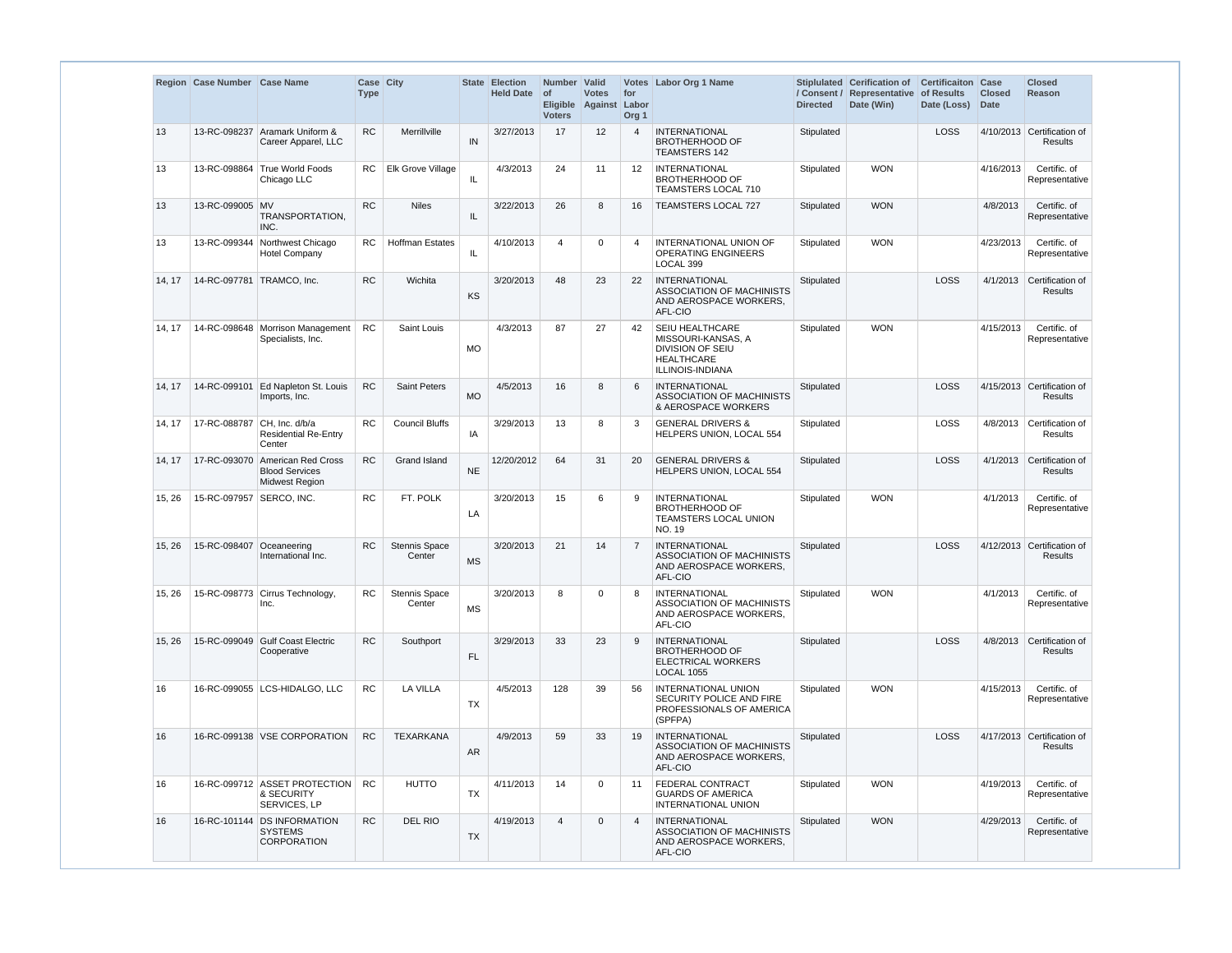| Region | Case Number | Case Name | Case Type | City | State | Election Held Date | Number of Eligible Voters | Valid Votes Against | Votes for Labor Org 1 | Labor Org 1 Name | Stiplulated / Consent / Directed | Cerification of Representative Date (Win) | Certificaiton of Results Date (Loss) | Case Closed Date | Closed Reason |
|---|---|---|---|---|---|---|---|---|---|---|---|---|---|---|---|
| 13 | 13-RC-098237 | Aramark Uniform & Career Apparel, LLC | RC | Merrillville | IN | 3/27/2013 | 17 | 12 | 4 | INTERNATIONAL BROTHERHOOD OF TEAMSTERS 142 | Stipulated | | LOSS | 4/10/2013 | Certification of Results |
| 13 | 13-RC-098864 | True World Foods Chicago LLC | RC | Elk Grove Village | IL | 4/3/2013 | 24 | 11 | 12 | INTERNATIONAL BROTHERHOOD OF TEAMSTERS LOCAL 710 | Stipulated | WON | | 4/16/2013 | Certific. of Representative |
| 13 | 13-RC-099005 | MV TRANSPORTATION, INC. | RC | Niles | IL | 3/22/2013 | 26 | 8 | 16 | TEAMSTERS LOCAL 727 | Stipulated | WON | | 4/8/2013 | Certific. of Representative |
| 13 | 13-RC-099344 | Northwest Chicago Hotel Company | RC | Hoffman Estates | IL | 4/10/2013 | 4 | 0 | 4 | INTERNATIONAL UNION OF OPERATING ENGINEERS LOCAL 399 | Stipulated | WON | | 4/23/2013 | Certific. of Representative |
| 14, 17 | 14-RC-097781 | TRAMCO, Inc. | RC | Wichita | KS | 3/20/2013 | 48 | 23 | 22 | INTERNATIONAL ASSOCIATION OF MACHINISTS AND AEROSPACE WORKERS, AFL-CIO | Stipulated | | LOSS | 4/1/2013 | Certification of Results |
| 14, 17 | 14-RC-098648 | Morrison Management Specialists, Inc. | RC | Saint Louis | MO | 4/3/2013 | 87 | 27 | 42 | SEIU HEALTHCARE MISSOURI-KANSAS, A DIVISION OF SEIU HEALTHCARE ILLINOIS-INDIANA | Stipulated | WON | | 4/15/2013 | Certific. of Representative |
| 14, 17 | 14-RC-099101 | Ed Napleton St. Louis Imports, Inc. | RC | Saint Peters | MO | 4/5/2013 | 16 | 8 | 6 | INTERNATIONAL ASSOCIATION OF MACHINISTS & AEROSPACE WORKERS | Stipulated | | LOSS | 4/15/2013 | Certification of Results |
| 14, 17 | 17-RC-088787 | CH, Inc. d/b/a Residential Re-Entry Center | RC | Council Bluffs | IA | 3/29/2013 | 13 | 8 | 3 | GENERAL DRIVERS & HELPERS UNION, LOCAL 554 | Stipulated | | LOSS | 4/8/2013 | Certification of Results |
| 14, 17 | 17-RC-093070 | American Red Cross Blood Services Midwest Region | RC | Grand Island | NE | 12/20/2012 | 64 | 31 | 20 | GENERAL DRIVERS & HELPERS UNION, LOCAL 554 | Stipulated | | LOSS | 4/1/2013 | Certification of Results |
| 15, 26 | 15-RC-097957 | SERCO, INC. | RC | FT. POLK | LA | 3/20/2013 | 15 | 6 | 9 | INTERNATIONAL BROTHERHOOD OF TEAMSTERS LOCAL UNION NO. 19 | Stipulated | WON | | 4/1/2013 | Certific. of Representative |
| 15, 26 | 15-RC-098407 | Oceaneering International Inc. | RC | Stennis Space Center | MS | 3/20/2013 | 21 | 14 | 7 | INTERNATIONAL ASSOCIATION OF MACHINISTS AND AEROSPACE WORKERS, AFL-CIO | Stipulated | | LOSS | 4/12/2013 | Certification of Results |
| 15, 26 | 15-RC-098773 | Cirrus Technology, Inc. | RC | Stennis Space Center | MS | 3/20/2013 | 8 | 0 | 8 | INTERNATIONAL ASSOCIATION OF MACHINISTS AND AEROSPACE WORKERS, AFL-CIO | Stipulated | WON | | 4/1/2013 | Certific. of Representative |
| 15, 26 | 15-RC-099049 | Gulf Coast Electric Cooperative | RC | Southport | FL | 3/29/2013 | 33 | 23 | 9 | INTERNATIONAL BROTHERHOOD OF ELECTRICAL WORKERS LOCAL 1055 | Stipulated | | LOSS | 4/8/2013 | Certification of Results |
| 16 | 16-RC-099055 | LCS-HIDALGO, LLC | RC | LA VILLA | TX | 4/5/2013 | 128 | 39 | 56 | INTERNATIONAL UNION SECURITY POLICE AND FIRE PROFESSIONALS OF AMERICA (SPFPA) | Stipulated | WON | | 4/15/2013 | Certific. of Representative |
| 16 | 16-RC-099138 | VSE CORPORATION | RC | TEXARKANA | AR | 4/9/2013 | 59 | 33 | 19 | INTERNATIONAL ASSOCIATION OF MACHINISTS AND AEROSPACE WORKERS, AFL-CIO | Stipulated | | LOSS | 4/17/2013 | Certification of Results |
| 16 | 16-RC-099712 | ASSET PROTECTION & SECURITY SERVICES, LP | RC | HUTTO | TX | 4/11/2013 | 14 | 0 | 11 | FEDERAL CONTRACT GUARDS OF AMERICA INTERNATIONAL UNION | Stipulated | WON | | 4/19/2013 | Certific. of Representative |
| 16 | 16-RC-101144 | DS INFORMATION SYSTEMS CORPORATION | RC | DEL RIO | TX | 4/19/2013 | 4 | 0 | 4 | INTERNATIONAL ASSOCIATION OF MACHINISTS AND AEROSPACE WORKERS, AFL-CIO | Stipulated | WON | | 4/29/2013 | Certific. of Representative |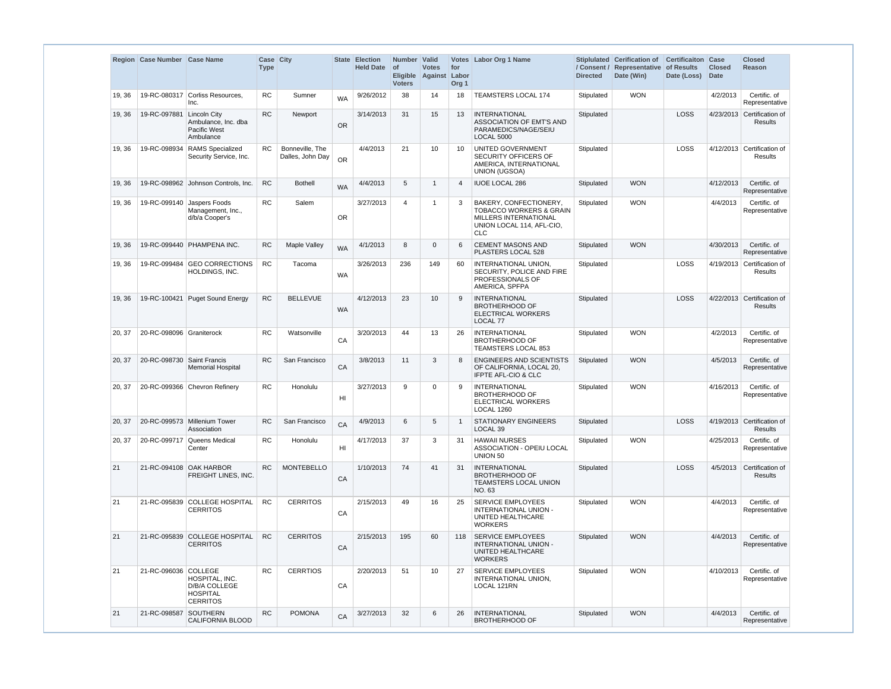| Region | Case Number | Case Name | Case Type | City | State | Election Held Date | Number of Eligible Voters | Valid Votes Against | Votes for Labor Org 1 | Labor Org 1 Name | Stiplulated / Consent / Directed | Cerification of Representative Date (Win) | Certificaiton of Results Date (Loss) | Case Closed Date | Closed Reason |
|---|---|---|---|---|---|---|---|---|---|---|---|---|---|---|---|
| 19, 36 | 19-RC-080317 | Corliss Resources, Inc. | RC | Sumner | WA | 9/26/2012 | 38 | 14 | 18 | TEAMSTERS LOCAL 174 | Stipulated | WON | | 4/2/2013 | Certific. of Representative |
| 19, 36 | 19-RC-097881 | Lincoln City Ambulance, Inc. dba Pacific West Ambulance | RC | Newport | OR | 3/14/2013 | 31 | 15 | 13 | INTERNATIONAL ASSOCIATION OF EMT'S AND PARAMEDICS/NAGE/SEIU LOCAL 5000 | Stipulated | | LOSS | 4/23/2013 | Certification of Results |
| 19, 36 | 19-RC-098934 | RAMS Specialized Security Service, Inc. | RC | Bonneville, The Dalles, John Day | OR | 4/4/2013 | 21 | 10 | 10 | UNITED GOVERNMENT SECURITY OFFICERS OF AMERICA, INTERNATIONAL UNION (UGSOA) | Stipulated | | LOSS | 4/12/2013 | Certification of Results |
| 19, 36 | 19-RC-098962 | Johnson Controls, Inc. | RC | Bothell | WA | 4/4/2013 | 5 | 1 | 4 | IUOE LOCAL 286 | Stipulated | WON | | 4/12/2013 | Certific. of Representative |
| 19, 36 | 19-RC-099140 | Jaspers Foods Management, Inc., d/b/a Cooper's | RC | Salem | OR | 3/27/2013 | 4 | 1 | 3 | BAKERY, CONFECTIONERY, TOBACCO WORKERS & GRAIN MILLERS INTERNATIONAL UNION LOCAL 114, AFL-CIO, CLC | Stipulated | WON | | 4/4/2013 | Certific. of Representative |
| 19, 36 | 19-RC-099440 | PHAMPENA INC. | RC | Maple Valley | WA | 4/1/2013 | 8 | 0 | 6 | CEMENT MASONS AND PLASTERS LOCAL 528 | Stipulated | WON | | 4/30/2013 | Certific. of Representative |
| 19, 36 | 19-RC-099484 | GEO CORRECTIONS HOLDINGS, INC. | RC | Tacoma | WA | 3/26/2013 | 236 | 149 | 60 | INTERNATIONAL UNION, SECURITY, POLICE AND FIRE PROFESSIONALS OF AMERICA, SPFPA | Stipulated | | LOSS | 4/19/2013 | Certification of Results |
| 19, 36 | 19-RC-100421 | Puget Sound Energy | RC | BELLEVUE | WA | 4/12/2013 | 23 | 10 | 9 | INTERNATIONAL BROTHERHOOD OF ELECTRICAL WORKERS LOCAL 77 | Stipulated | | LOSS | 4/22/2013 | Certification of Results |
| 20, 37 | 20-RC-098096 | Graniterock | RC | Watsonville | CA | 3/20/2013 | 44 | 13 | 26 | INTERNATIONAL BROTHERHOOD OF TEAMSTERS LOCAL 853 | Stipulated | WON | | 4/2/2013 | Certific. of Representative |
| 20, 37 | 20-RC-098730 | Saint Francis Memorial Hospital | RC | San Francisco | CA | 3/8/2013 | 11 | 3 | 8 | ENGINEERS AND SCIENTISTS OF CALIFORNIA, LOCAL 20, IFPTE AFL-CIO & CLC | Stipulated | WON | | 4/5/2013 | Certific. of Representative |
| 20, 37 | 20-RC-099366 | Chevron Refinery | RC | Honolulu | HI | 3/27/2013 | 9 | 0 | 9 | INTERNATIONAL BROTHERHOOD OF ELECTRICAL WORKERS LOCAL 1260 | Stipulated | WON | | 4/16/2013 | Certific. of Representative |
| 20, 37 | 20-RC-099573 | Millenium Tower Association | RC | San Francisco | CA | 4/9/2013 | 6 | 5 | 1 | STATIONARY ENGINEERS LOCAL 39 | Stipulated | | LOSS | 4/19/2013 | Certification of Results |
| 20, 37 | 20-RC-099717 | Queens Medical Center | RC | Honolulu | HI | 4/17/2013 | 37 | 3 | 31 | HAWAII NURSES ASSOCIATION - OPEIU LOCAL UNION 50 | Stipulated | WON | | 4/25/2013 | Certific. of Representative |
| 21 | 21-RC-094108 | OAK HARBOR FREIGHT LINES, INC. | RC | MONTEBELLO | CA | 1/10/2013 | 74 | 41 | 31 | INTERNATIONAL BROTHERHOOD OF TEAMSTERS LOCAL UNION NO. 63 | Stipulated | | LOSS | 4/5/2013 | Certification of Results |
| 21 | 21-RC-095839 | COLLEGE HOSPITAL CERRITOS | RC | CERRITOS | CA | 2/15/2013 | 49 | 16 | 25 | SERVICE EMPLOYEES INTERNATIONAL UNION - UNITED HEALTHCARE WORKERS | Stipulated | WON | | 4/4/2013 | Certific. of Representative |
| 21 | 21-RC-095839 | COLLEGE HOSPITAL CERRITOS | RC | CERRITOS | CA | 2/15/2013 | 195 | 60 | 118 | SERVICE EMPLOYEES INTERNATIONAL UNION - UNITED HEALTHCARE WORKERS | Stipulated | WON | | 4/4/2013 | Certific. of Representative |
| 21 | 21-RC-096036 | COLLEGE HOSPITAL, INC. D/B/A COLLEGE HOSPITAL CERRITOS | RC | CERRTIOS | CA | 2/20/2013 | 51 | 10 | 27 | SERVICE EMPLOYEES INTERNATIONAL UNION, LOCAL 121RN | Stipulated | WON | | 4/10/2013 | Certific. of Representative |
| 21 | 21-RC-098587 | SOUTHERN CALIFORNIA BLOOD | RC | POMONA | CA | 3/27/2013 | 32 | 6 | 26 | INTERNATIONAL BROTHERHOOD OF | Stipulated | WON | | 4/4/2013 | Certific. of Representative |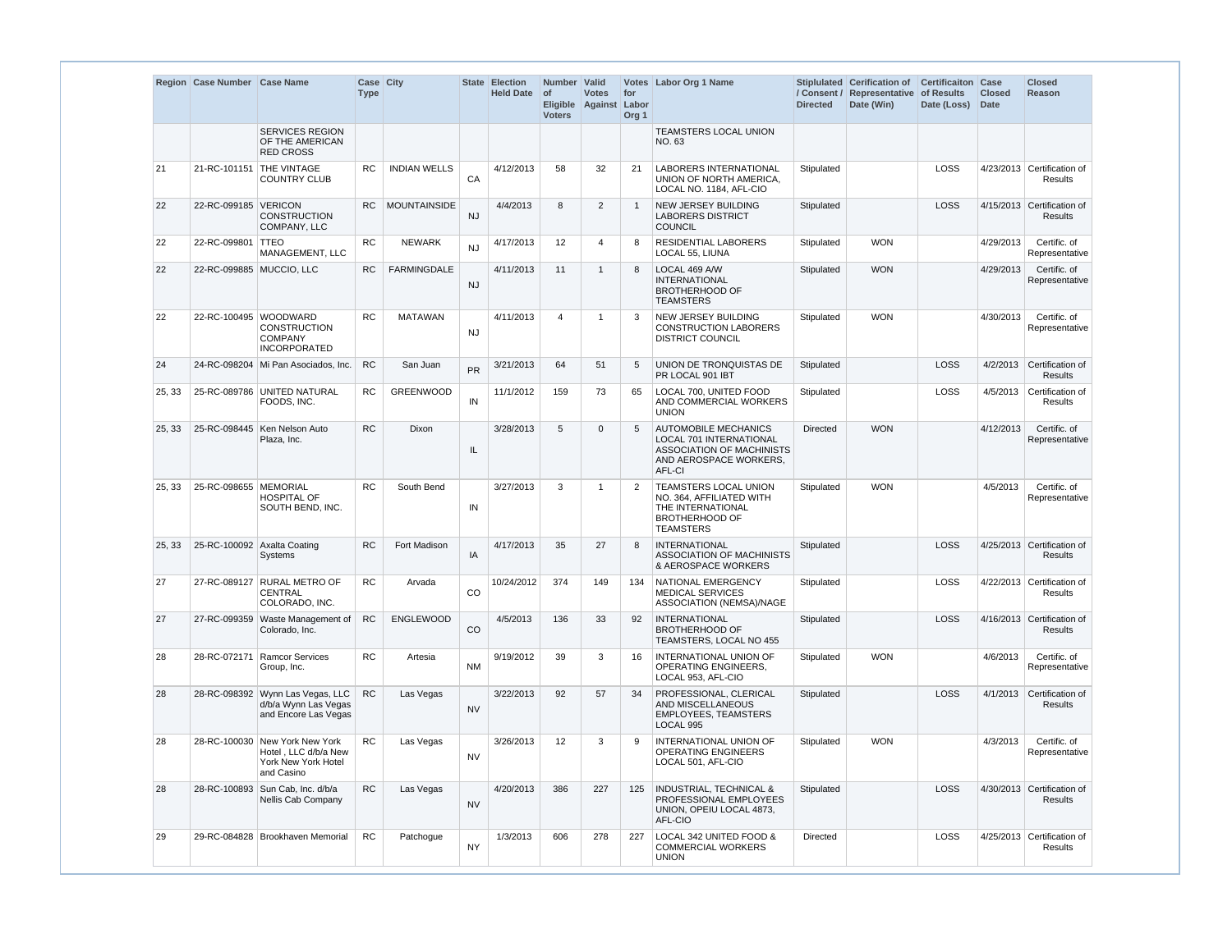| Region | Case Number | Case Name | Case Type | City | State | Election Held Date | Number of Eligible Voters | Valid Votes Against | Votes for Labor Org 1 | Labor Org 1 Name | Stiplulated / Consent / Directed | Cerification of Representative Date (Win) | Certificaiton of Results Date (Loss) | Case Closed Date | Closed Reason |
|---|---|---|---|---|---|---|---|---|---|---|---|---|---|---|---|
| | | SERVICES REGION OF THE AMERICAN RED CROSS | | | | | | | | TEAMSTERS LOCAL UNION NO. 63 | | | | | |
| 21 | 21-RC-101151 | THE VINTAGE COUNTRY CLUB | RC | INDIAN WELLS | CA | 4/12/2013 | 58 | 32 | 21 | LABORERS INTERNATIONAL UNION OF NORTH AMERICA, LOCAL NO. 1184, AFL-CIO | Stipulated | | LOSS | 4/23/2013 | Certification of Results |
| 22 | 22-RC-099185 | VERICON CONSTRUCTION COMPANY, LLC | RC | MOUNTAINSIDE | NJ | 4/4/2013 | 8 | 2 | 1 | NEW JERSEY BUILDING LABORERS DISTRICT COUNCIL | Stipulated | | LOSS | 4/15/2013 | Certification of Results |
| 22 | 22-RC-099801 | TTEO MANAGEMENT, LLC | RC | NEWARK | NJ | 4/17/2013 | 12 | 4 | 8 | RESIDENTIAL LABORERS LOCAL 55, LIUNA | Stipulated | WON | | 4/29/2013 | Certific. of Representative |
| 22 | 22-RC-099885 | MUCCIO, LLC | RC | FARMINGDALE | NJ | 4/11/2013 | 11 | 1 | 8 | LOCAL 469 A/W INTERNATIONAL BROTHERHOOD OF TEAMSTERS | Stipulated | WON | | 4/29/2013 | Certific. of Representative |
| 22 | 22-RC-100495 | WOODWARD CONSTRUCTION COMPANY INCORPORATED | RC | MATAWAN | NJ | 4/11/2013 | 4 | 1 | 3 | NEW JERSEY BUILDING CONSTRUCTION LABORERS DISTRICT COUNCIL | Stipulated | WON | | 4/30/2013 | Certific. of Representative |
| 24 | 24-RC-098204 | Mi Pan Asociados, Inc. | RC | San Juan | PR | 3/21/2013 | 64 | 51 | 5 | UNION DE TRONQUISTAS DE PR LOCAL 901 IBT | Stipulated | | LOSS | 4/2/2013 | Certification of Results |
| 25, 33 | 25-RC-089786 | UNITED NATURAL FOODS, INC. | RC | GREENWOOD | IN | 11/1/2012 | 159 | 73 | 65 | LOCAL 700, UNITED FOOD AND COMMERCIAL WORKERS UNION | Stipulated | | LOSS | 4/5/2013 | Certification of Results |
| 25, 33 | 25-RC-098445 | Ken Nelson Auto Plaza, Inc. | RC | Dixon | IL | 3/28/2013 | 5 | 0 | 5 | AUTOMOBILE MECHANICS LOCAL 701 INTERNATIONAL ASSOCIATION OF MACHINISTS AND AEROSPACE WORKERS, AFL-CI | Directed | WON | | 4/12/2013 | Certific. of Representative |
| 25, 33 | 25-RC-098655 | MEMORIAL HOSPITAL OF SOUTH BEND, INC. | RC | South Bend | IN | 3/27/2013 | 3 | 1 | 2 | TEAMSTERS LOCAL UNION NO. 364, AFFILIATED WITH THE INTERNATIONAL BROTHERHOOD OF TEAMSTERS | Stipulated | WON | | 4/5/2013 | Certific. of Representative |
| 25, 33 | 25-RC-100092 | Axalta Coating Systems | RC | Fort Madison | IA | 4/17/2013 | 35 | 27 | 8 | INTERNATIONAL ASSOCIATION OF MACHINISTS & AEROSPACE WORKERS | Stipulated | | LOSS | 4/25/2013 | Certification of Results |
| 27 | 27-RC-089127 | RURAL METRO OF CENTRAL COLORADO, INC. | RC | Arvada | CO | 10/24/2012 | 374 | 149 | 134 | NATIONAL EMERGENCY MEDICAL SERVICES ASSOCIATION (NEMSA)/NAGE | Stipulated | | LOSS | 4/22/2013 | Certification of Results |
| 27 | 27-RC-099359 | Waste Management of Colorado, Inc. | RC | ENGLEWOOD | CO | 4/5/2013 | 136 | 33 | 92 | INTERNATIONAL BROTHERHOOD OF TEAMSTERS, LOCAL NO 455 | Stipulated | | LOSS | 4/16/2013 | Certification of Results |
| 28 | 28-RC-072171 | Ramcor Services Group, Inc. | RC | Artesia | NM | 9/19/2012 | 39 | 3 | 16 | INTERNATIONAL UNION OF OPERATING ENGINEERS, LOCAL 953, AFL-CIO | Stipulated | WON | | 4/6/2013 | Certific. of Representative |
| 28 | 28-RC-098392 | Wynn Las Vegas, LLC d/b/a Wynn Las Vegas and Encore Las Vegas | RC | Las Vegas | NV | 3/22/2013 | 92 | 57 | 34 | PROFESSIONAL, CLERICAL AND MISCELLANEOUS EMPLOYEES, TEAMSTERS LOCAL 995 | Stipulated | | LOSS | 4/1/2013 | Certification of Results |
| 28 | 28-RC-100030 | New York New York Hotel , LLC d/b/a New York New York Hotel and Casino | RC | Las Vegas | NV | 3/26/2013 | 12 | 3 | 9 | INTERNATIONAL UNION OF OPERATING ENGINEERS LOCAL 501, AFL-CIO | Stipulated | WON | | 4/3/2013 | Certific. of Representative |
| 28 | 28-RC-100893 | Sun Cab, Inc. d/b/a Nellis Cab Company | RC | Las Vegas | NV | 4/20/2013 | 386 | 227 | 125 | INDUSTRIAL, TECHNICAL & PROFESSIONAL EMPLOYEES UNION, OPEIU LOCAL 4873, AFL-CIO | Stipulated | | LOSS | 4/30/2013 | Certification of Results |
| 29 | 29-RC-084828 | Brookhaven Memorial | RC | Patchogue | NY | 1/3/2013 | 606 | 278 | 227 | LOCAL 342 UNITED FOOD & COMMERCIAL WORKERS UNION | Directed | | LOSS | 4/25/2013 | Certification of Results |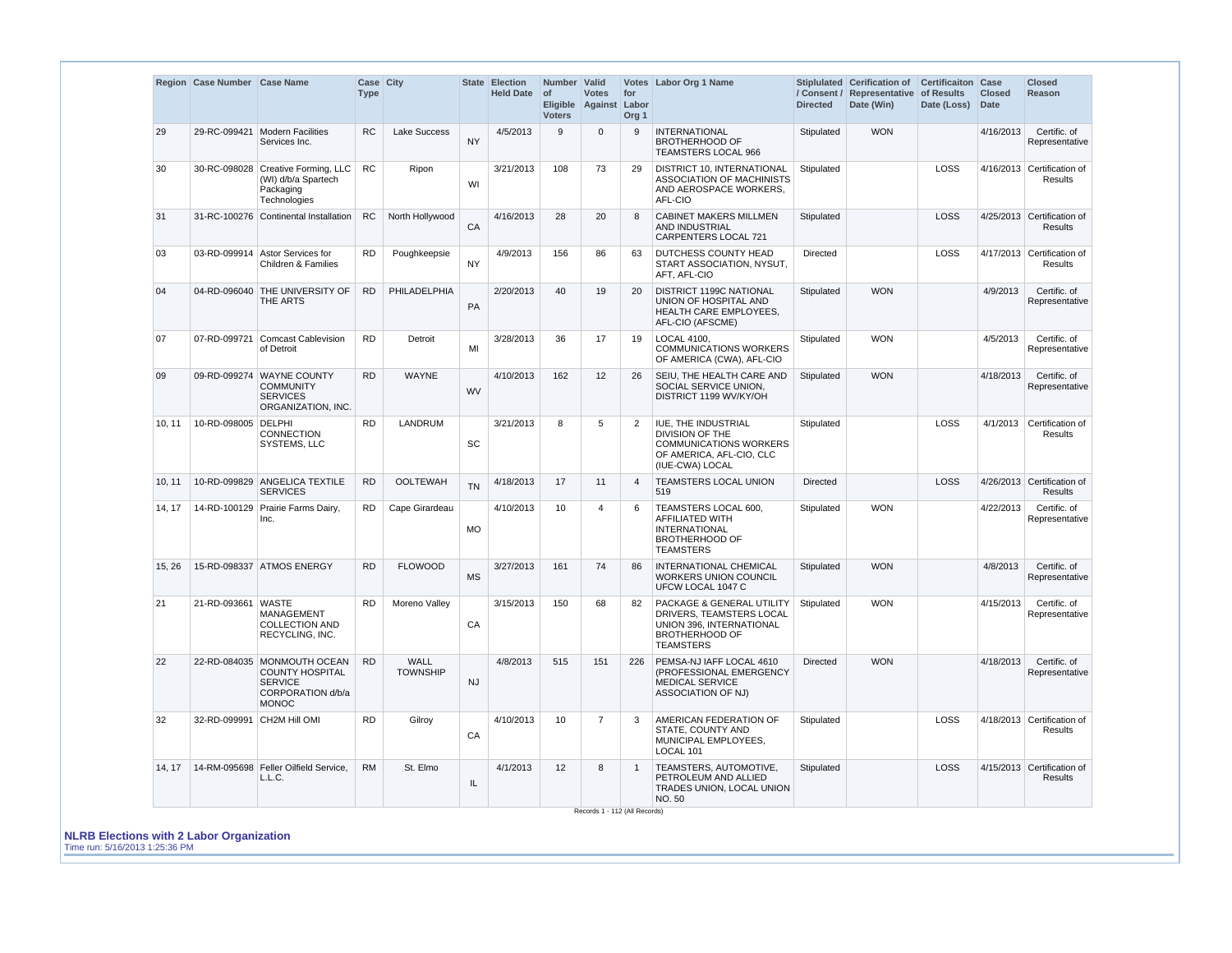| Region | Case Number | Case Name | Case Type | City | State | Election Held Date | Number of Eligible Voters | Valid Votes Against | Votes for Labor Org 1 | Labor Org 1 Name | Stiplulated / Consent / Directed | Cerification of Representative Date (Win) | Certificaiton of Results Date (Loss) | Case Closed Date | Closed Reason |
|---|---|---|---|---|---|---|---|---|---|---|---|---|---|---|---|
| 29 | 29-RC-099421 | Modern Facilities Services Inc. | RC | Lake Success | NY | 4/5/2013 | 9 | 0 | 9 | INTERNATIONAL BROTHERHOOD OF TEAMSTERS LOCAL 966 | Stipulated | WON | | 4/16/2013 | Certific. of Representative |
| 30 | 30-RC-098028 | Creative Forming, LLC (WI) d/b/a Spartech Packaging Technologies | RC | Ripon | WI | 3/21/2013 | 108 | 73 | 29 | DISTRICT 10, INTERNATIONAL ASSOCIATION OF MACHINISTS AND AEROSPACE WORKERS, AFL-CIO | Stipulated | | LOSS | 4/16/2013 | Certification of Results |
| 31 | 31-RC-100276 | Continental Installation | RC | North Hollywood | CA | 4/16/2013 | 28 | 20 | 8 | CABINET MAKERS MILLMEN AND INDUSTRIAL CARPENTERS LOCAL 721 | Stipulated | | LOSS | 4/25/2013 | Certification of Results |
| 03 | 03-RD-099914 | Astor Services for Children & Families | RD | Poughkeepsie | NY | 4/9/2013 | 156 | 86 | 63 | DUTCHESS COUNTY HEAD START ASSOCIATION, NYSUT, AFT, AFL-CIO | Directed | | LOSS | 4/17/2013 | Certification of Results |
| 04 | 04-RD-096040 | THE UNIVERSITY OF THE ARTS | RD | PHILADELPHIA | PA | 2/20/2013 | 40 | 19 | 20 | DISTRICT 1199C NATIONAL UNION OF HOSPITAL AND HEALTH CARE EMPLOYEES, AFL-CIO (AFSCME) | Stipulated | WON | | 4/9/2013 | Certific. of Representative |
| 07 | 07-RD-099721 | Comcast Cablevision of Detroit | RD | Detroit | MI | 3/28/2013 | 36 | 17 | 19 | LOCAL 4100, COMMUNICATIONS WORKERS OF AMERICA (CWA), AFL-CIO | Stipulated | WON | | 4/5/2013 | Certific. of Representative |
| 09 | 09-RD-099274 | WAYNE COUNTY COMMUNITY SERVICES ORGANIZATION, INC. | RD | WAYNE | WV | 4/10/2013 | 162 | 12 | 26 | SEIU, THE HEALTH CARE AND SOCIAL SERVICE UNION, DISTRICT 1199 WV/KY/OH | Stipulated | WON | | 4/18/2013 | Certific. of Representative |
| 10, 11 | 10-RD-098005 | DELPHI CONNECTION SYSTEMS, LLC | RD | LANDRUM | SC | 3/21/2013 | 8 | 5 | 2 | IUE, THE INDUSTRIAL DIVISION OF THE COMMUNICATIONS WORKERS OF AMERICA, AFL-CIO, CLC (IUE-CWA) LOCAL | Stipulated | | LOSS | 4/1/2013 | Certification of Results |
| 10, 11 | 10-RD-099829 | ANGELICA TEXTILE SERVICES | RD | OOLTEWAH | TN | 4/18/2013 | 17 | 11 | 4 | TEAMSTERS LOCAL UNION 519 | Directed | | LOSS | 4/26/2013 | Certification of Results |
| 14, 17 | 14-RD-100129 | Prairie Farms Dairy, Inc. | RD | Cape Girardeau | MO | 4/10/2013 | 10 | 4 | 6 | TEAMSTERS LOCAL 600, AFFILIATED WITH INTERNATIONAL BROTHERHOOD OF TEAMSTERS | Stipulated | WON | | 4/22/2013 | Certific. of Representative |
| 15, 26 | 15-RD-098337 | ATMOS ENERGY | RD | FLOWOOD | MS | 3/27/2013 | 161 | 74 | 86 | INTERNATIONAL CHEMICAL WORKERS UNION COUNCIL UFCW LOCAL 1047 C | Stipulated | WON | | 4/8/2013 | Certific. of Representative |
| 21 | 21-RD-093661 | WASTE MANAGEMENT COLLECTION AND RECYCLING, INC. | RD | Moreno Valley | CA | 3/15/2013 | 150 | 68 | 82 | PACKAGE & GENERAL UTILITY DRIVERS, TEAMSTERS LOCAL UNION 396, INTERNATIONAL BROTHERHOOD OF TEAMSTERS | Stipulated | WON | | 4/15/2013 | Certific. of Representative |
| 22 | 22-RD-084035 | MONMOUTH OCEAN COUNTY HOSPITAL SERVICE CORPORATION d/b/a MONOC | RD | WALL TOWNSHIP | NJ | 4/8/2013 | 515 | 151 | 226 | PEMSA-NJ IAFF LOCAL 4610 (PROFESSIONAL EMERGENCY MEDICAL SERVICE ASSOCIATION OF NJ) | Directed | WON | | 4/18/2013 | Certific. of Representative |
| 32 | 32-RD-099991 | CH2M Hill OMI | RD | Gilroy | CA | 4/10/2013 | 10 | 7 | 3 | AMERICAN FEDERATION OF STATE, COUNTY AND MUNICIPAL EMPLOYEES, LOCAL 101 | Stipulated | | LOSS | 4/18/2013 | Certification of Results |
| 14, 17 | 14-RM-095698 | Feller Oilfield Service, L.L.C. | RM | St. Elmo | IL | 4/1/2013 | 12 | 8 | 1 | TEAMSTERS, AUTOMOTIVE, PETROLEUM AND ALLIED TRADES UNION, LOCAL UNION NO. 50 | Stipulated | | LOSS | 4/15/2013 | Certification of Results |

Records 1 - 112 (All Records)

**NLRB Elections with 2 Labor Organization**
Time run: 5/16/2013 1:25:36 PM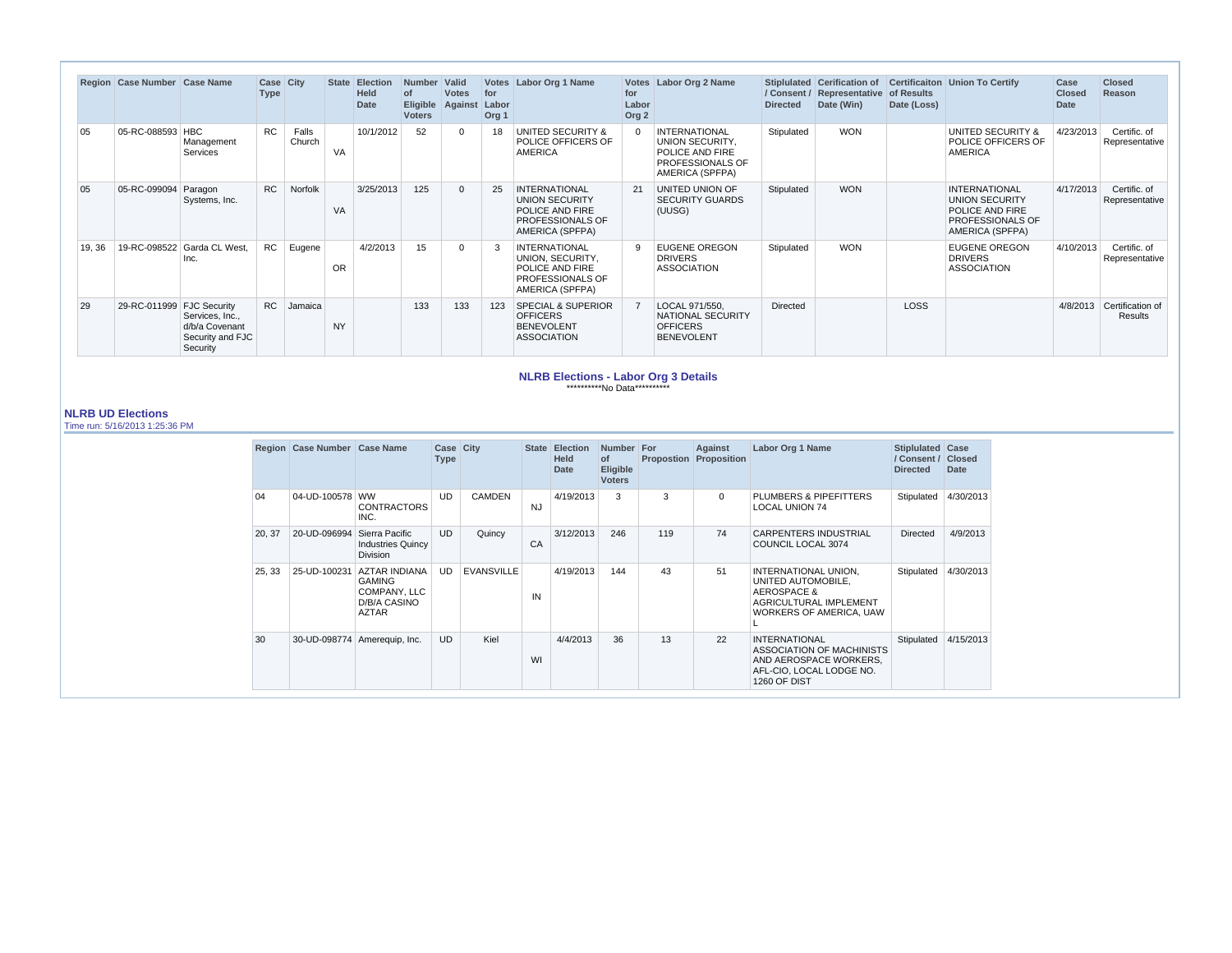| Region | Case Number | Case Name | Case Type | City | State | Election Held Date | Number of Eligible Voters | Valid Votes Against | Votes for Labor Org 1 | Labor Org 1 Name | Votes for Labor Org 2 | Labor Org 2 Name | Stiplulated / Consent / Directed | Cerification of Representative Date (Win) | Certificaiton of Results Date (Loss) | Union To Certify | Case Closed Date | Closed Reason |
|---|---|---|---|---|---|---|---|---|---|---|---|---|---|---|---|---|---|---|
| 05 | 05-RC-088593 | HBC Management Services | RC | Falls Church | VA | 10/1/2012 | 52 | 0 | 18 | UNITED SECURITY & POLICE OFFICERS OF AMERICA | 0 | INTERNATIONAL UNION SECURITY, POLICE AND FIRE PROFESSIONALS OF AMERICA (SPFPA) | Stipulated | WON | | UNITED SECURITY & POLICE OFFICERS OF AMERICA | 4/23/2013 | Certific. of Representative |
| 05 | 05-RC-099094 | Paragon Systems, Inc. | RC | Norfolk | VA | 3/25/2013 | 125 | 0 | 25 | INTERNATIONAL UNION SECURITY POLICE AND FIRE PROFESSIONALS OF AMERICA (SPFPA) | 21 | UNITED UNION OF SECURITY GUARDS (UUSG) | Stipulated | WON | | INTERNATIONAL UNION SECURITY POLICE AND FIRE PROFESSIONALS OF AMERICA (SPFPA) | 4/17/2013 | Certific. of Representative |
| 19, 36 | 19-RC-098522 | Garda CL West, Inc. | RC | Eugene | OR | 4/2/2013 | 15 | 0 | 3 | INTERNATIONAL UNION, SECURITY, POLICE AND FIRE PROFESSIONALS OF AMERICA (SPFPA) | 9 | EUGENE OREGON DRIVERS ASSOCIATION | Stipulated | WON | | EUGENE OREGON DRIVERS ASSOCIATION | 4/10/2013 | Certific. of Representative |
| 29 | 29-RC-011999 | FJC Security Services, Inc., d/b/a Covenant Security and FJC Security | RC | Jamaica | NY | | 133 | 133 | 123 | SPECIAL & SUPERIOR OFFICERS BENEVOLENT ASSOCIATION | 7 | LOCAL 971/550, NATIONAL SECURITY OFFICERS BENEVOLENT | Directed | | LOSS | | 4/8/2013 | Certification of Results |

## NLRB Elections - Labor Org 3 Details

**********No Data**********

## NLRB UD Elections

Time run: 5/16/2013 1:25:36 PM

| Region | Case Number | Case Name | Case Type | City | State | Election Held Date | Number of Eligible Voters | For Propostion | Against Proposition | Labor Org 1 Name | Stiplulated / Consent / Directed | Case Closed Date |
|---|---|---|---|---|---|---|---|---|---|---|---|---|
| 04 | 04-UD-100578 | WW CONTRACTORS INC. | UD | CAMDEN | NJ | 4/19/2013 | 3 | 3 | 0 | PLUMBERS & PIPEFITTERS LOCAL UNION 74 | Stipulated | 4/30/2013 |
| 20, 37 | 20-UD-096994 | Sierra Pacific Industries Quincy Division | UD | Quincy | CA | 3/12/2013 | 246 | 119 | 74 | CARPENTERS INDUSTRIAL COUNCIL LOCAL 3074 | Directed | 4/9/2013 |
| 25, 33 | 25-UD-100231 | AZTAR INDIANA GAMING COMPANY, LLC D/B/A CASINO AZTAR | UD | EVANSVILLE | IN | 4/19/2013 | 144 | 43 | 51 | INTERNATIONAL UNION, UNITED AUTOMOBILE, AEROSPACE & AGRICULTURAL IMPLEMENT WORKERS OF AMERICA, UAW L | Stipulated | 4/30/2013 |
| 30 | 30-UD-098774 | Amerequip, Inc. | UD | Kiel | WI | 4/4/2013 | 36 | 13 | 22 | INTERNATIONAL ASSOCIATION OF MACHINISTS AND AEROSPACE WORKERS, AFL-CIO, LOCAL LODGE NO. 1260 OF DIST | Stipulated | 4/15/2013 |